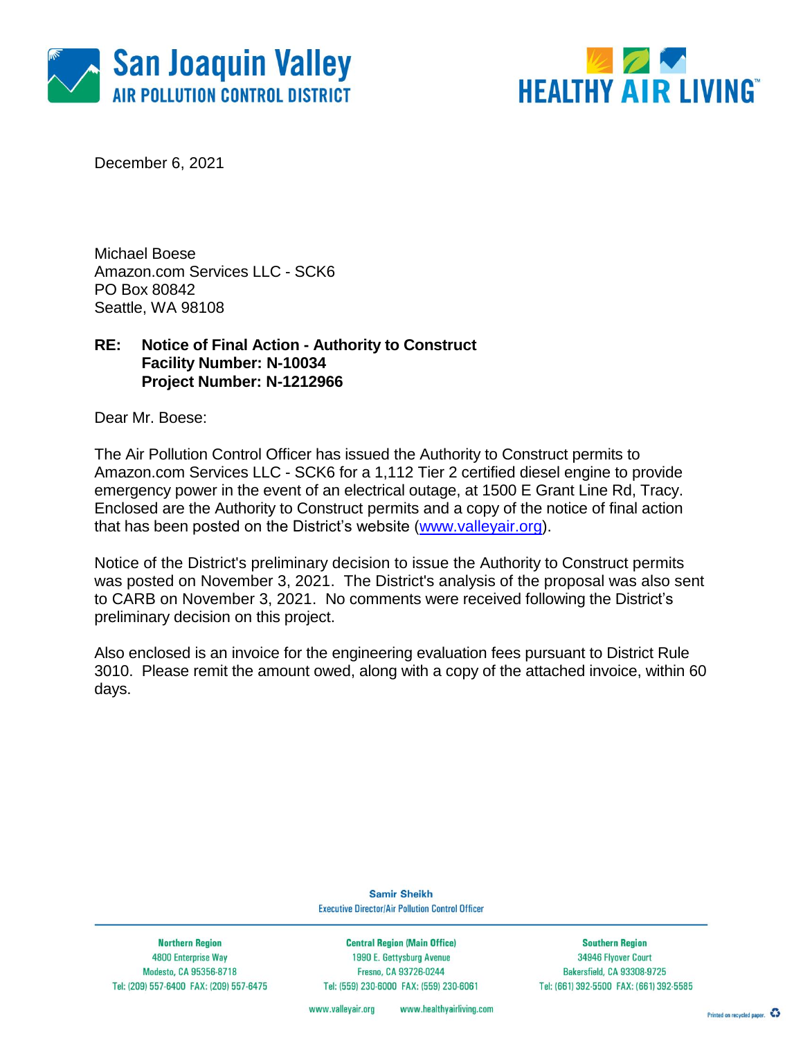San Joaquin Valley
AIR POLLUTION CONTROL DISTRICT

HEALTHY AIR LIVING™

December 6, 2021

Michael Boese
Amazon.com Services LLC - SCK6
PO Box 80842
Seattle, WA 98108

**RE: Notice of Final Action - Authority to Construct**
**Facility Number: N-10034**
**Project Number: N-1212966**

Dear Mr. Boese:

The Air Pollution Control Officer has issued the Authority to Construct permits to Amazon.com Services LLC - SCK6 for a 1,112 Tier 2 certified diesel engine to provide emergency power in the event of an electrical outage, at 1500 E Grant Line Rd, Tracy. Enclosed are the Authority to Construct permits and a copy of the notice of final action that has been posted on the District's website (www.valleyair.org).

Notice of the District's preliminary decision to issue the Authority to Construct permits was posted on November 3, 2021. The District's analysis of the proposal was also sent to CARB on November 3, 2021. No comments were received following the District's preliminary decision on this project.

Also enclosed is an invoice for the engineering evaluation fees pursuant to District Rule 3010. Please remit the amount owed, along with a copy of the attached invoice, within 60 days.

Samir Sheikh
Executive Director/Air Pollution Control Officer

**Northern Region**
4800 Enterprise Way
Modesto, CA 95356-8718
Tel: (209) 557-6400 FAX: (209) 557-6475

**Central Region (Main Office)**
1990 E. Gettysburg Avenue
Fresno, CA 93726-0244
Tel: (559) 230-6000 FAX: (559) 230-6061

**Southern Region**
34946 Flyover Court
Bakersfield, CA 93308-9725
Tel: (661) 392-5500 FAX: (661) 392-5585

www.valleyair.org www.healthyairliving.com

Printed on recycled paper.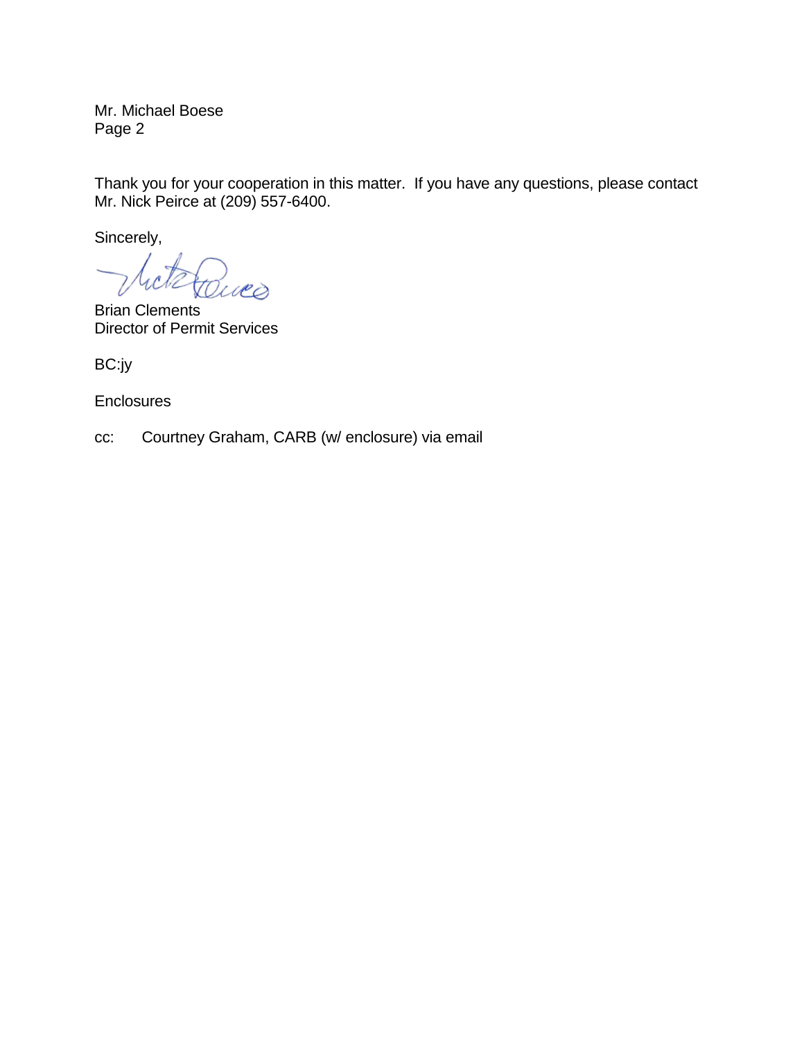Mr. Michael Boese
Page 2

Thank you for your cooperation in this matter. If you have any questions, please contact Mr. Nick Peirce at (209) 557-6400.

Sincerely,

Brian Clements
Director of Permit Services

BC:jy

Enclosures

cc: Courtney Graham, CARB (w/ enclosure) via email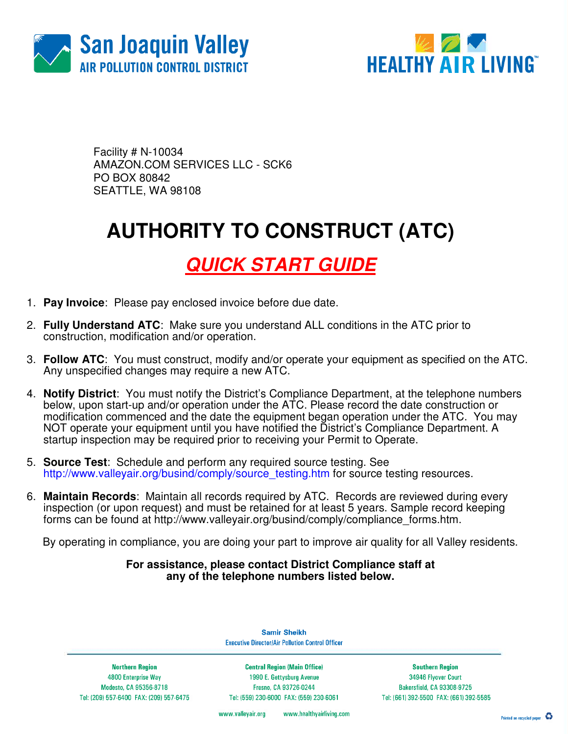San Joaquin Valley
AIR POLLUTION CONTROL DISTRICT

HEALTHY AIR LIVING™

Facility # N-10034
AMAZON.COM SERVICES LLC - SCK6
PO BOX 80842
SEATTLE, WA 98108

# AUTHORITY TO CONSTRUCT (ATC)

## *QUICK START GUIDE*

1. **Pay Invoice**: Please pay enclosed invoice before due date.
2. **Fully Understand ATC**: Make sure you understand ALL conditions in the ATC prior to construction, modification and/or operation.
3. **Follow ATC**: You must construct, modify and/or operate your equipment as specified on the ATC. Any unspecified changes may require a new ATC.
4. **Notify District**: You must notify the District's Compliance Department, at the telephone numbers below, upon start-up and/or operation under the ATC. Please record the date construction or modification commenced and the date the equipment began operation under the ATC. You may NOT operate your equipment until you have notified the District's Compliance Department. A startup inspection may be required prior to receiving your Permit to Operate.
5. **Source Test**: Schedule and perform any required source testing. See http://www.valleyair.org/busind/comply/source_testing.htm for source testing resources.
6. **Maintain Records**: Maintain all records required by ATC. Records are reviewed during every inspection (or upon request) and must be retained for at least 5 years. Sample record keeping forms can be found at http://www.valleyair.org/busind/comply/compliance_forms.htm.

By operating in compliance, you are doing your part to improve air quality for all Valley residents.

**For assistance, please contact District Compliance staff at any of the telephone numbers listed below.**

Samir Sheikh
Executive Director/Air Pollution Control Officer

| Northern Region | Central Region (Main Office) | Southern Region |
|---|---|---|
| 4800 Enterprise Way | 1990 E. Gettysburg Avenue | 34946 Flyover Court |
| Modesto, CA 95356-8718 | Fresno, CA 93726-0244 | Bakersfield, CA 93308-9725 |
| Tel: (209) 557-6400 FAX: (209) 557-6475 | Tel: (559) 230-6000 FAX: (559) 230-6061 | Tel: (661) 392-5500 FAX: (661) 392-5585 |

www.valleyair.org www.healthyairliving.com

Printed on recycled paper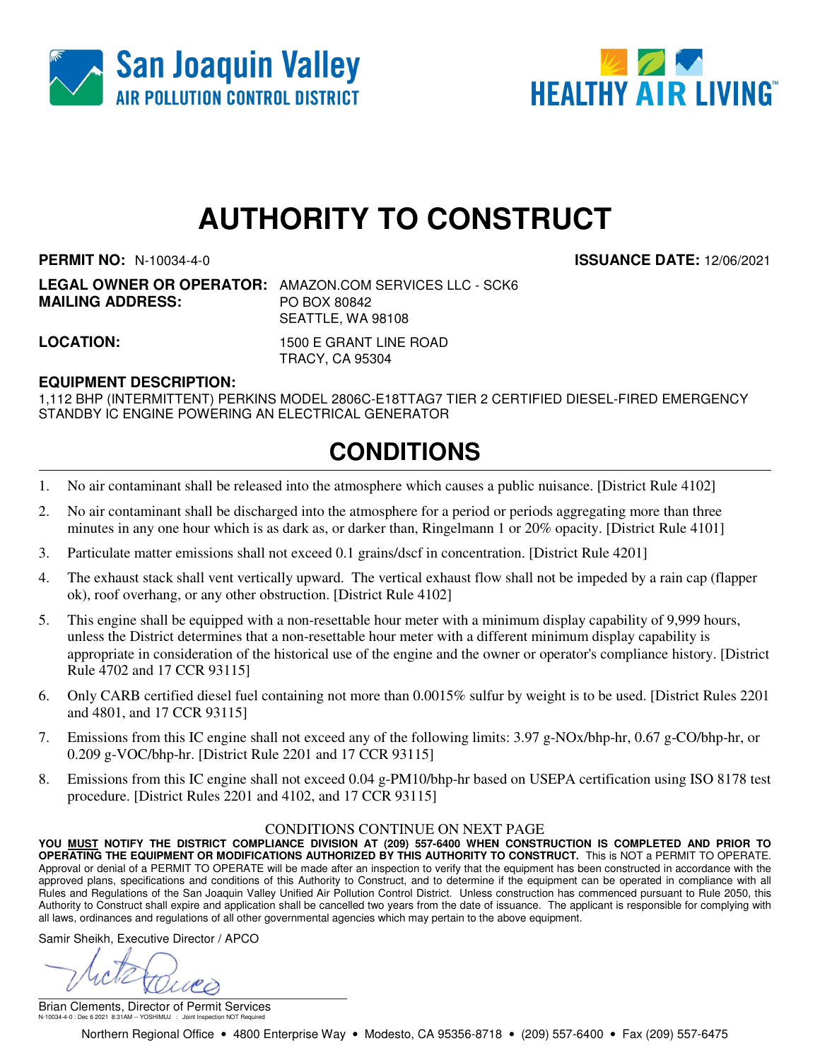San Joaquin Valley
AIR POLLUTION CONTROL DISTRICT

HEALTHY AIR LIVING™

# AUTHORITY TO CONSTRUCT

**PERMIT NO:** N-10034-4-0 **ISSUANCE DATE:** 12/06/2021

**LEGAL OWNER OR OPERATOR:** AMAZON.COM SERVICES LLC - SCK6
**MAILING ADDRESS:** PO BOX 80842
SEATTLE, WA 98108

**LOCATION:** 1500 E GRANT LINE ROAD
TRACY, CA 95304

**EQUIPMENT DESCRIPTION:**
1,112 BHP (INTERMITTENT) PERKINS MODEL 2806C-E18TTAG7 TIER 2 CERTIFIED DIESEL-FIRED EMERGENCY STANDBY IC ENGINE POWERING AN ELECTRICAL GENERATOR

## CONDITIONS

1. No air contaminant shall be released into the atmosphere which causes a public nuisance. [District Rule 4102]
2. No air contaminant shall be discharged into the atmosphere for a period or periods aggregating more than three minutes in any one hour which is as dark as, or darker than, Ringelmann 1 or 20% opacity. [District Rule 4101]
3. Particulate matter emissions shall not exceed 0.1 grains/dscf in concentration. [District Rule 4201]
4. The exhaust stack shall vent vertically upward. The vertical exhaust flow shall not be impeded by a rain cap (flapper ok), roof overhang, or any other obstruction. [District Rule 4102]
5. This engine shall be equipped with a non-resettable hour meter with a minimum display capability of 9,999 hours, unless the District determines that a non-resettable hour meter with a different minimum display capability is appropriate in consideration of the historical use of the engine and the owner or operator's compliance history. [District Rule 4702 and 17 CCR 93115]
6. Only CARB certified diesel fuel containing not more than 0.0015% sulfur by weight is to be used. [District Rules 2201 and 4801, and 17 CCR 93115]
7. Emissions from this IC engine shall not exceed any of the following limits: 3.97 g-NOx/bhp-hr, 0.67 g-CO/bhp-hr, or 0.209 g-VOC/bhp-hr. [District Rule 2201 and 17 CCR 93115]
8. Emissions from this IC engine shall not exceed 0.04 g-PM10/bhp-hr based on USEPA certification using ISO 8178 test procedure. [District Rules 2201 and 4102, and 17 CCR 93115]

CONDITIONS CONTINUE ON NEXT PAGE

**YOU <u>MUST</u> NOTIFY THE DISTRICT COMPLIANCE DIVISION AT (209) 557-6400 WHEN CONSTRUCTION IS COMPLETED AND PRIOR TO OPERATING THE EQUIPMENT OR MODIFICATIONS AUTHORIZED BY THIS AUTHORITY TO CONSTRUCT.** This is NOT a PERMIT TO OPERATE. Approval or denial of a PERMIT TO OPERATE will be made after an inspection to verify that the equipment has been constructed in accordance with the approved plans, specifications and conditions of this Authority to Construct, and to determine if the equipment can be operated in compliance with all Rules and Regulations of the San Joaquin Valley Unified Air Pollution Control District. Unless construction has commenced pursuant to Rule 2050, this Authority to Construct shall expire and application shall be cancelled two years from the date of issuance. The applicant is responsible for complying with all laws, ordinances and regulations of all other governmental agencies which may pertain to the above equipment.

Samir Sheikh, Executive Director / APCO

Brian Clements, Director of Permit Services

N-10034-4-0 : Dec 6 2021 8:31AM -- YOSHIMUJ : Joint Inspection NOT Required

Northern Regional Office • 4800 Enterprise Way • Modesto, CA 95356-8718 • (209) 557-6400 • Fax (209) 557-6475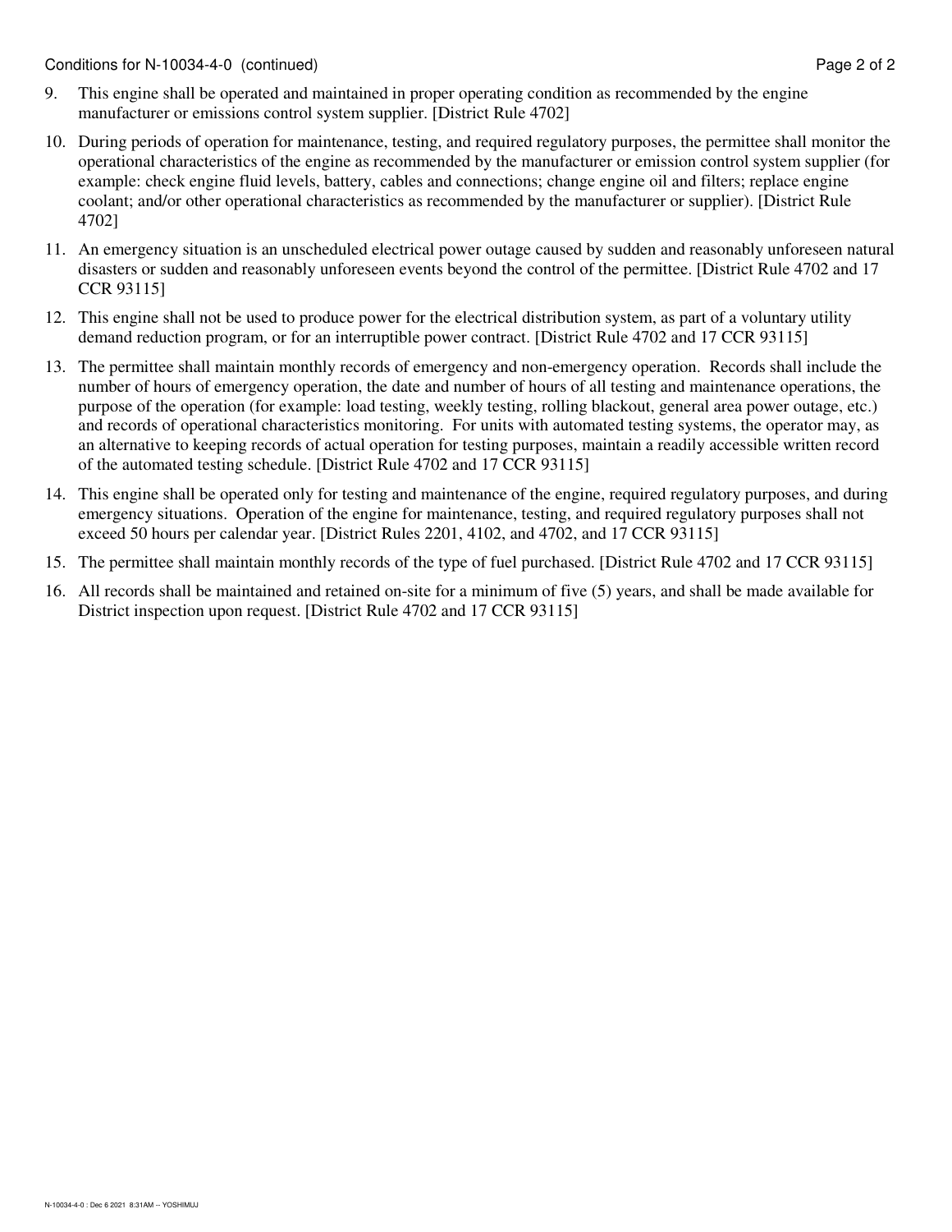9. This engine shall be operated and maintained in proper operating condition as recommended by the engine manufacturer or emissions control system supplier. [District Rule 4702]

10. During periods of operation for maintenance, testing, and required regulatory purposes, the permittee shall monitor the operational characteristics of the engine as recommended by the manufacturer or emission control system supplier (for example: check engine fluid levels, battery, cables and connections; change engine oil and filters; replace engine coolant; and/or other operational characteristics as recommended by the manufacturer or supplier). [District Rule 4702]

11. An emergency situation is an unscheduled electrical power outage caused by sudden and reasonably unforeseen natural disasters or sudden and reasonably unforeseen events beyond the control of the permittee. [District Rule 4702 and 17 CCR 93115]

12. This engine shall not be used to produce power for the electrical distribution system, as part of a voluntary utility demand reduction program, or for an interruptible power contract. [District Rule 4702 and 17 CCR 93115]

13. The permittee shall maintain monthly records of emergency and non-emergency operation. Records shall include the number of hours of emergency operation, the date and number of hours of all testing and maintenance operations, the purpose of the operation (for example: load testing, weekly testing, rolling blackout, general area power outage, etc.) and records of operational characteristics monitoring. For units with automated testing systems, the operator may, as an alternative to keeping records of actual operation for testing purposes, maintain a readily accessible written record of the automated testing schedule. [District Rule 4702 and 17 CCR 93115]

14. This engine shall be operated only for testing and maintenance of the engine, required regulatory purposes, and during emergency situations. Operation of the engine for maintenance, testing, and required regulatory purposes shall not exceed 50 hours per calendar year. [District Rules 2201, 4102, and 4702, and 17 CCR 93115]

15. The permittee shall maintain monthly records of the type of fuel purchased. [District Rule 4702 and 17 CCR 93115]

16. All records shall be maintained and retained on-site for a minimum of five (5) years, and shall be made available for District inspection upon request. [District Rule 4702 and 17 CCR 93115]